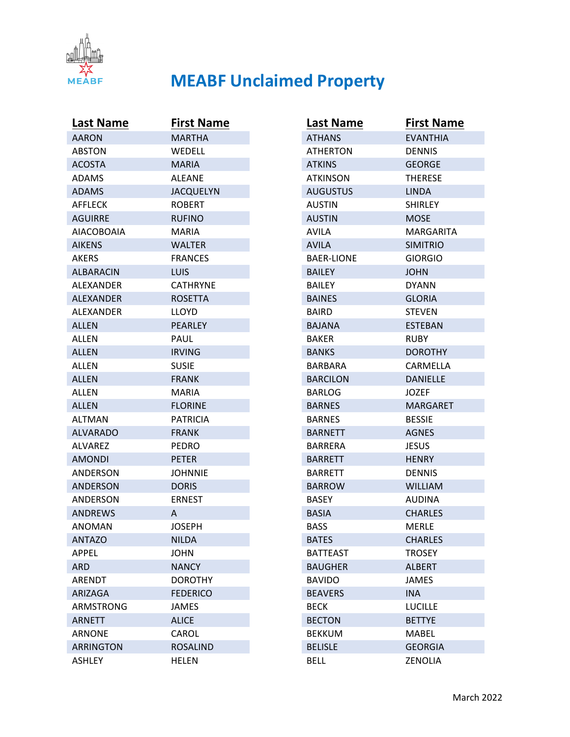# MEABF Unclaimed Property

| Last Name | First Name |
|---|---|
| AARON | MARTHA |
| ABSTON | WEDELL |
| ACOSTA | MARIA |
| ADAMS | ALEANE |
| ADAMS | JACQUELYN |
| AFFLECK | ROBERT |
| AGUIRRE | RUFINO |
| AIACOBOAIA | MARIA |
| AIKENS | WALTER |
| AKERS | FRANCES |
| ALBARACIN | LUIS |
| ALEXANDER | CATHRYNE |
| ALEXANDER | ROSETTA |
| ALEXANDER | LLOYD |
| ALLEN | PEARLEY |
| ALLEN | PAUL |
| ALLEN | IRVING |
| ALLEN | SUSIE |
| ALLEN | FRANK |
| ALLEN | MARIA |
| ALLEN | FLORINE |
| ALTMAN | PATRICIA |
| ALVARADO | FRANK |
| ALVAREZ | PEDRO |
| AMONDI | PETER |
| ANDERSON | JOHNNIE |
| ANDERSON | DORIS |
| ANDERSON | ERNEST |
| ANDREWS | A |
| ANOMAN | JOSEPH |
| ANTAZO | NILDA |
| APPEL | JOHN |
| ARD | NANCY |
| ARENDT | DOROTHY |
| ARIZAGA | FEDERICO |
| ARMSTRONG | JAMES |
| ARNETT | ALICE |
| ARNONE | CAROL |
| ARRINGTON | ROSALIND |
| ASHLEY | HELEN |
| ATHANS | EVANTHIA |
| ATHERTON | DENNIS |
| ATKINS | GEORGE |
| ATKINSON | THERESE |
| AUGUSTUS | LINDA |
| AUSTIN | SHIRLEY |
| AUSTIN | MOSE |
| AVILA | MARGARITA |
| AVILA | SIMITRIO |
| BAER-LIONE | GIORGIO |
| BAILEY | JOHN |
| BAILEY | DYANN |
| BAINES | GLORIA |
| BAIRD | STEVEN |
| BAJANA | ESTEBAN |
| BAKER | RUBY |
| BANKS | DOROTHY |
| BARBARA | CARMELLA |
| BARCILON | DANIELLE |
| BARLOG | JOZEF |
| BARNES | MARGARET |
| BARNES | BESSIE |
| BARNETT | AGNES |
| BARRERA | JESUS |
| BARRETT | HENRY |
| BARRETT | DENNIS |
| BARROW | WILLIAM |
| BASEY | AUDINA |
| BASIA | CHARLES |
| BASS | MERLE |
| BATES | CHARLES |
| BATTEAST | TROSEY |
| BAUGHER | ALBERT |
| BAVIDO | JAMES |
| BEAVERS | INA |
| BECK | LUCILLE |
| BECTON | BETTYE |
| BEKKUM | MABEL |
| BELISLE | GEORGIA |
| BELL | ZENOLIA |

March 2022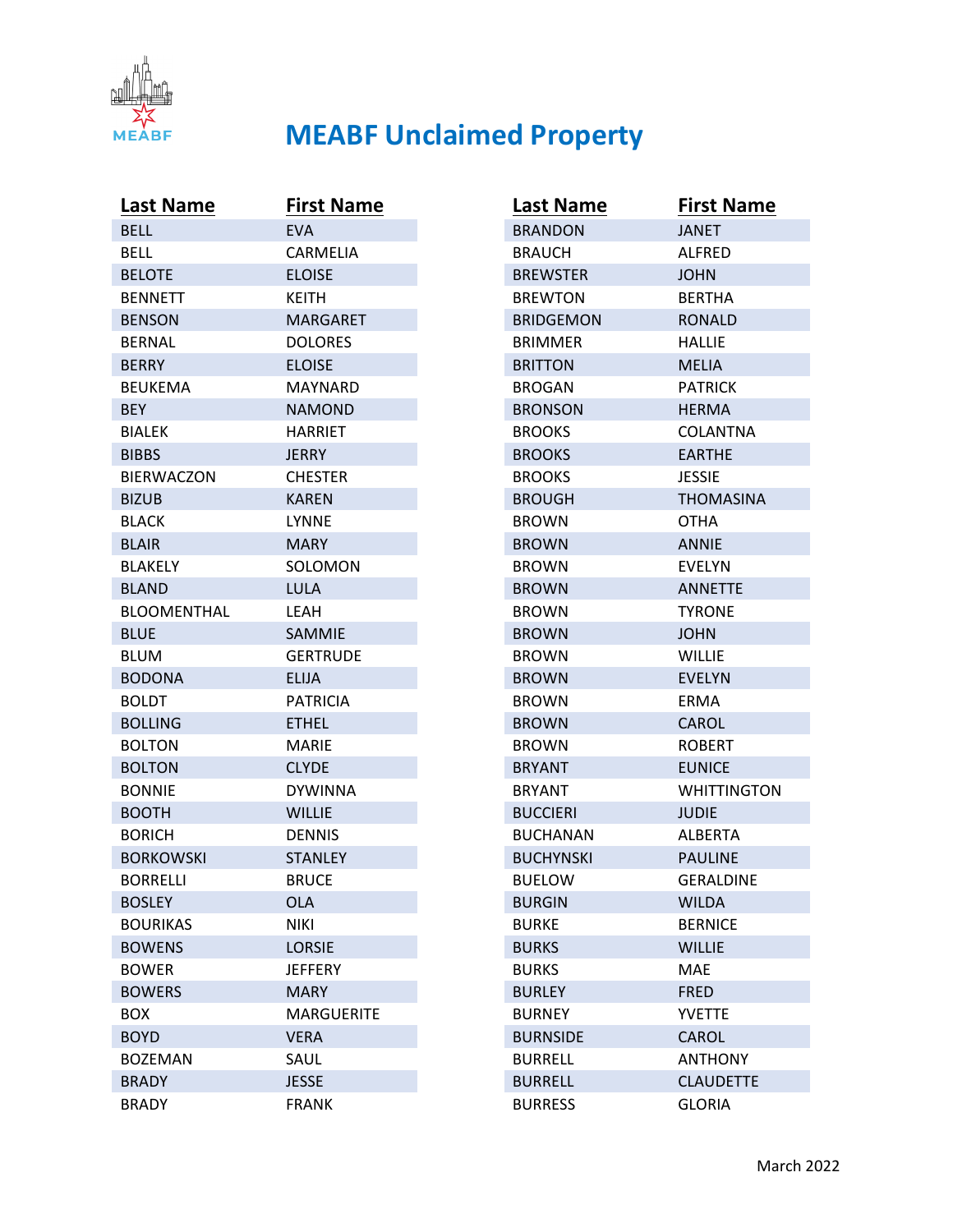# MEABF Unclaimed Property

| Last Name | First Name |
|---|---|
| BELL | EVA |
| BELL | CARMELIA |
| BELOTE | ELOISE |
| BENNETT | KEITH |
| BENSON | MARGARET |
| BERNAL | DOLORES |
| BERRY | ELOISE |
| BEUKEMA | MAYNARD |
| BEY | NAMOND |
| BIALEK | HARRIET |
| BIBBS | JERRY |
| BIERWACZON | CHESTER |
| BIZUB | KAREN |
| BLACK | LYNNE |
| BLAIR | MARY |
| BLAKELY | SOLOMON |
| BLAND | LULA |
| BLOOMENTHAL | LEAH |
| BLUE | SAMMIE |
| BLUM | GERTRUDE |
| BODONA | ELIJA |
| BOLDT | PATRICIA |
| BOLLING | ETHEL |
| BOLTON | MARIE |
| BOLTON | CLYDE |
| BONNIE | DYWINNA |
| BOOTH | WILLIE |
| BORICH | DENNIS |
| BORKOWSKI | STANLEY |
| BORRELLI | BRUCE |
| BOSLEY | OLA |
| BOURIKAS | NIKI |
| BOWENS | LORSIE |
| BOWER | JEFFERY |
| BOWERS | MARY |
| BOX | MARGUERITE |
| BOYD | VERA |
| BOZEMAN | SAUL |
| BRADY | JESSE |
| BRADY | FRANK |
| BRANDON | JANET |
| BRAUCH | ALFRED |
| BREWSTER | JOHN |
| BREWTON | BERTHA |
| BRIDGEMON | RONALD |
| BRIMMER | HALLIE |
| BRITTON | MELIA |
| BROGAN | PATRICK |
| BRONSON | HERMA |
| BROOKS | COLANTNA |
| BROOKS | EARTHE |
| BROOKS | JESSIE |
| BROUGH | THOMASINA |
| BROWN | OTHA |
| BROWN | ANNIE |
| BROWN | EVELYN |
| BROWN | ANNETTE |
| BROWN | TYRONE |
| BROWN | JOHN |
| BROWN | WILLIE |
| BROWN | EVELYN |
| BROWN | ERMA |
| BROWN | CAROL |
| BROWN | ROBERT |
| BRYANT | EUNICE |
| BRYANT | WHITTINGTON |
| BUCCIERI | JUDIE |
| BUCHANAN | ALBERTA |
| BUCHYNSKI | PAULINE |
| BUELOW | GERALDINE |
| BURGIN | WILDA |
| BURKE | BERNICE |
| BURKS | WILLIE |
| BURKS | MAE |
| BURLEY | FRED |
| BURNEY | YVETTE |
| BURNSIDE | CAROL |
| BURRELL | ANTHONY |
| BURRELL | CLAUDETTE |
| BURRESS | GLORIA |

March 2022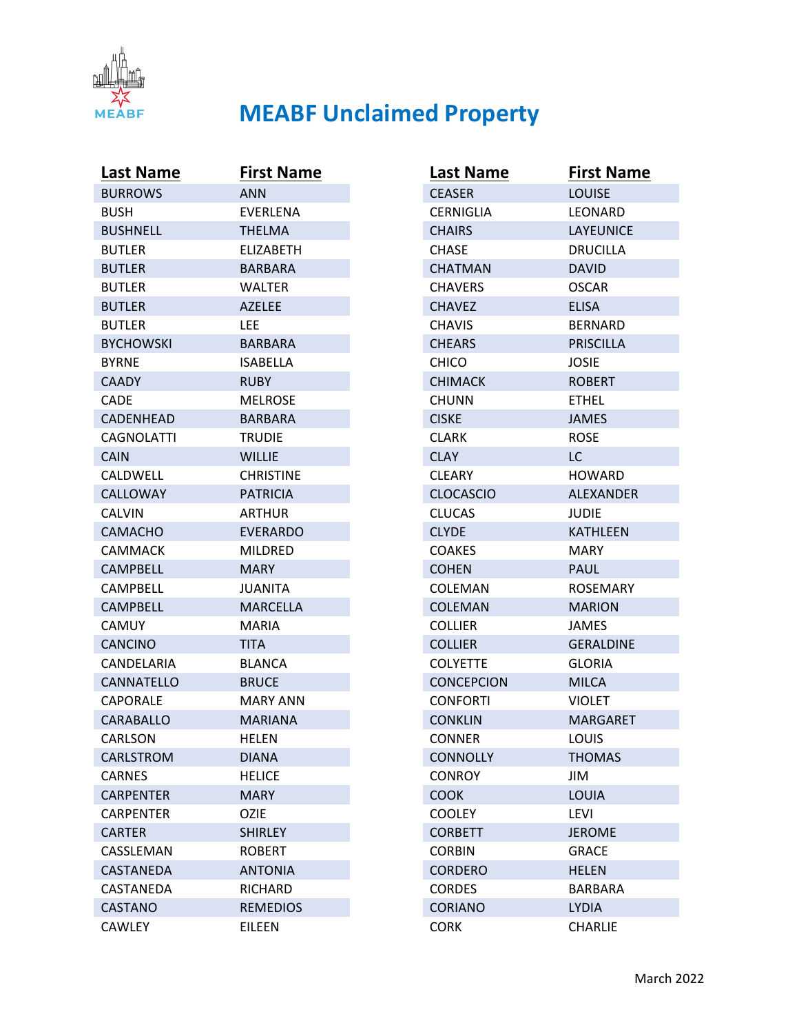# MEABF Unclaimed Property

| Last Name | First Name |
|---|---|
| BURROWS | ANN |
| BUSH | EVERLENA |
| BUSHNELL | THELMA |
| BUTLER | ELIZABETH |
| BUTLER | BARBARA |
| BUTLER | WALTER |
| BUTLER | AZELEE |
| BUTLER | LEE |
| BYCHOWSKI | BARBARA |
| BYRNE | ISABELLA |
| CAADY | RUBY |
| CADE | MELROSE |
| CADENHEAD | BARBARA |
| CAGNOLATTI | TRUDIE |
| CAIN | WILLIE |
| CALDWELL | CHRISTINE |
| CALLOWAY | PATRICIA |
| CALVIN | ARTHUR |
| CAMACHO | EVERARDO |
| CAMMACK | MILDRED |
| CAMPBELL | MARY |
| CAMPBELL | JUANITA |
| CAMPBELL | MARCELLA |
| CAMUY | MARIA |
| CANCINO | TITA |
| CANDELARIA | BLANCA |
| CANNATELLO | BRUCE |
| CAPORALE | MARY ANN |
| CARABALLO | MARIANA |
| CARLSON | HELEN |
| CARLSTROM | DIANA |
| CARNES | HELICE |
| CARPENTER | MARY |
| CARPENTER | OZIE |
| CARTER | SHIRLEY |
| CASSLEMAN | ROBERT |
| CASTANEDA | ANTONIA |
| CASTANEDA | RICHARD |
| CASTANO | REMEDIOS |
| CAWLEY | EILEEN |
| CEASER | LOUISE |
| CERNIGLIA | LEONARD |
| CHAIRS | LAYEUNICE |
| CHASE | DRUCILLA |
| CHATMAN | DAVID |
| CHAVERS | OSCAR |
| CHAVEZ | ELISA |
| CHAVIS | BERNARD |
| CHEARS | PRISCILLA |
| CHICO | JOSIE |
| CHIMACK | ROBERT |
| CHUNN | ETHEL |
| CISKE | JAMES |
| CLARK | ROSE |
| CLAY | LC |
| CLEARY | HOWARD |
| CLOCASCIO | ALEXANDER |
| CLUCAS | JUDIE |
| CLYDE | KATHLEEN |
| COAKES | MARY |
| COHEN | PAUL |
| COLEMAN | ROSEMARY |
| COLEMAN | MARION |
| COLLIER | JAMES |
| COLLIER | GERALDINE |
| COLYETTE | GLORIA |
| CONCEPCION | MILCA |
| CONFORTI | VIOLET |
| CONKLIN | MARGARET |
| CONNER | LOUIS |
| CONNOLLY | THOMAS |
| CONROY | JIM |
| COOK | LOUIA |
| COOLEY | LEVI |
| CORBETT | JEROME |
| CORBIN | GRACE |
| CORDERO | HELEN |
| CORDES | BARBARA |
| CORIANO | LYDIA |
| CORK | CHARLIE |

March 2022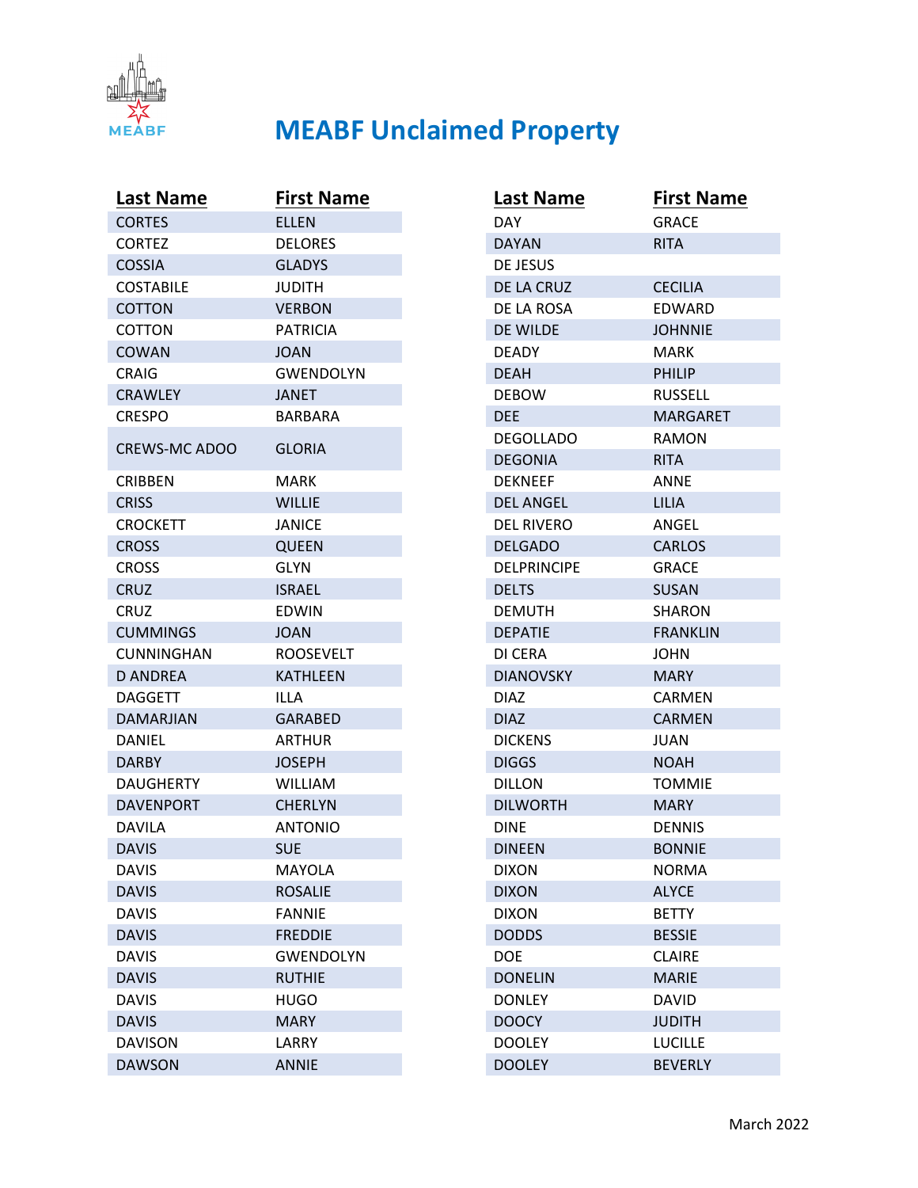# MEABF Unclaimed Property

| Last Name | First Name |
|---|---|
| CORTES | ELLEN |
| CORTEZ | DELORES |
| COSSIA | GLADYS |
| COSTABILE | JUDITH |
| COTTON | VERBON |
| COTTON | PATRICIA |
| COWAN | JOAN |
| CRAIG | GWENDOLYN |
| CRAWLEY | JANET |
| CRESPO | BARBARA |
| CREWS-MC ADOO | GLORIA |
| CRIBBEN | MARK |
| CRISS | WILLIE |
| CROCKETT | JANICE |
| CROSS | QUEEN |
| CROSS | GLYN |
| CRUZ | ISRAEL |
| CRUZ | EDWIN |
| CUMMINGS | JOAN |
| CUNNINGHAN | ROOSEVELT |
| D ANDREA | KATHLEEN |
| DAGGETT | ILLA |
| DAMARJIAN | GARABED |
| DANIEL | ARTHUR |
| DARBY | JOSEPH |
| DAUGHERTY | WILLIAM |
| DAVENPORT | CHERLYN |
| DAVILA | ANTONIO |
| DAVIS | SUE |
| DAVIS | MAYOLA |
| DAVIS | ROSALIE |
| DAVIS | FANNIE |
| DAVIS | FREDDIE |
| DAVIS | GWENDOLYN |
| DAVIS | RUTHIE |
| DAVIS | HUGO |
| DAVIS | MARY |
| DAVISON | LARRY |
| DAWSON | ANNIE |
| DAY | GRACE |
| DAYAN | RITA |
| DE JESUS | |
| DE LA CRUZ | CECILIA |
| DE LA ROSA | EDWARD |
| DE WILDE | JOHNNIE |
| DEADY | MARK |
| DEAH | PHILIP |
| DEBOW | RUSSELL |
| DEE | MARGARET |
| DEGOLLADO | RAMON |
| DEGONIA | RITA |
| DEKNEEF | ANNE |
| DEL ANGEL | LILIA |
| DEL RIVERO | ANGEL |
| DELGADO | CARLOS |
| DELPRINCIPE | GRACE |
| DELTS | SUSAN |
| DEMUTH | SHARON |
| DEPATIE | FRANKLIN |
| DI CERA | JOHN |
| DIANOVSKY | MARY |
| DIAZ | CARMEN |
| DIAZ | CARMEN |
| DICKENS | JUAN |
| DIGGS | NOAH |
| DILLON | TOMMIE |
| DILWORTH | MARY |
| DINE | DENNIS |
| DINEEN | BONNIE |
| DIXON | NORMA |
| DIXON | ALYCE |
| DIXON | BETTY |
| DODDS | BESSIE |
| DOE | CLAIRE |
| DONELIN | MARIE |
| DONLEY | DAVID |
| DOOCY | JUDITH |
| DOOLEY | LUCILLE |
| DOOLEY | BEVERLY |

March 2022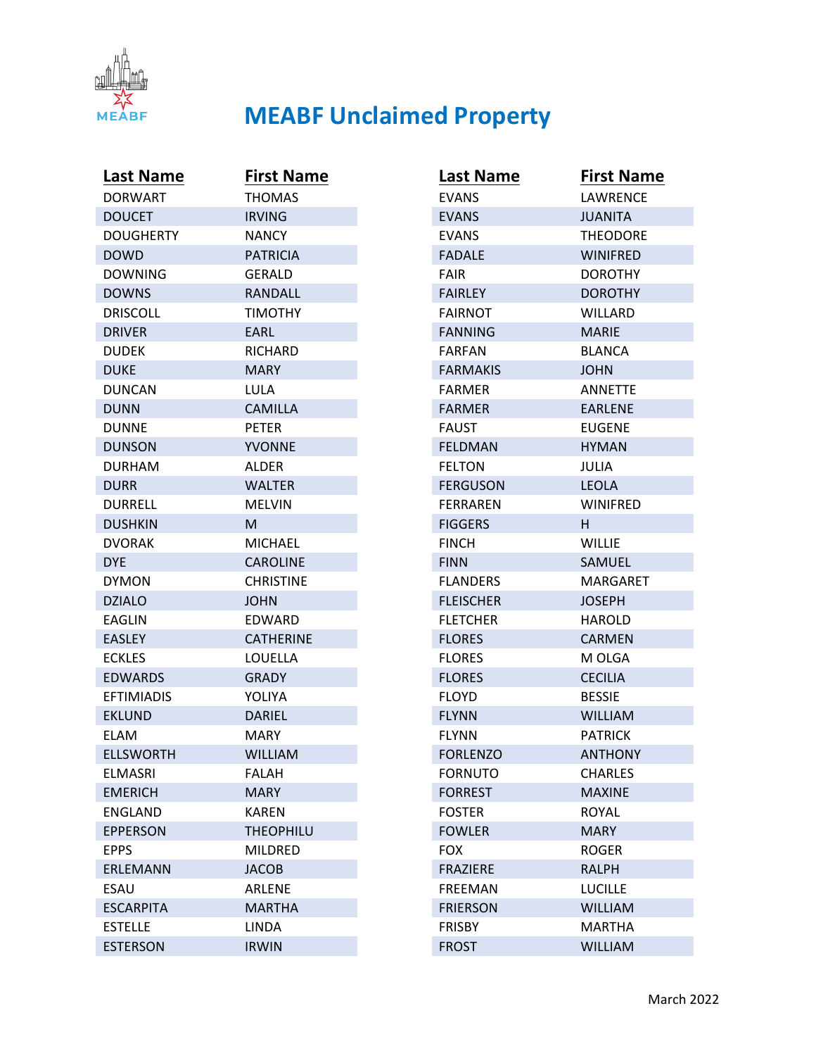# MEABF Unclaimed Property

| Last Name | First Name |
|---|---|
| DORWART | THOMAS |
| DOUCET | IRVING |
| DOUGHERTY | NANCY |
| DOWD | PATRICIA |
| DOWNING | GERALD |
| DOWNS | RANDALL |
| DRISCOLL | TIMOTHY |
| DRIVER | EARL |
| DUDEK | RICHARD |
| DUKE | MARY |
| DUNCAN | LULA |
| DUNN | CAMILLA |
| DUNNE | PETER |
| DUNSON | YVONNE |
| DURHAM | ALDER |
| DURR | WALTER |
| DURRELL | MELVIN |
| DUSHKIN | M |
| DVORAK | MICHAEL |
| DYE | CAROLINE |
| DYMON | CHRISTINE |
| DZIALO | JOHN |
| EAGLIN | EDWARD |
| EASLEY | CATHERINE |
| ECKLES | LOUELLA |
| EDWARDS | GRADY |
| EFTIMIADIS | YOLIYA |
| EKLUND | DARIEL |
| ELAM | MARY |
| ELLSWORTH | WILLIAM |
| ELMASRI | FALAH |
| EMERICH | MARY |
| ENGLAND | KAREN |
| EPPERSON | THEOPHILU |
| EPPS | MILDRED |
| ERLEMANN | JACOB |
| ESAU | ARLENE |
| ESCARPITA | MARTHA |
| ESTELLE | LINDA |
| ESTERSON | IRWIN |
| EVANS | LAWRENCE |
| EVANS | JUANITA |
| EVANS | THEODORE |
| FADALE | WINIFRED |
| FAIR | DOROTHY |
| FAIRLEY | DOROTHY |
| FAIRNOT | WILLARD |
| FANNING | MARIE |
| FARFAN | BLANCA |
| FARMAKIS | JOHN |
| FARMER | ANNETTE |
| FARMER | EARLENE |
| FAUST | EUGENE |
| FELDMAN | HYMAN |
| FELTON | JULIA |
| FERGUSON | LEOLA |
| FERRAREN | WINIFRED |
| FIGGERS | H |
| FINCH | WILLIE |
| FINN | SAMUEL |
| FLANDERS | MARGARET |
| FLEISCHER | JOSEPH |
| FLETCHER | HAROLD |
| FLORES | CARMEN |
| FLORES | M OLGA |
| FLORES | CECILIA |
| FLOYD | BESSIE |
| FLYNN | WILLIAM |
| FLYNN | PATRICK |
| FORLENZO | ANTHONY |
| FORNUTO | CHARLES |
| FORREST | MAXINE |
| FOSTER | ROYAL |
| FOWLER | MARY |
| FOX | ROGER |
| FRAZIERE | RALPH |
| FREEMAN | LUCILLE |
| FRIERSON | WILLIAM |
| FRISBY | MARTHA |
| FROST | WILLIAM |

March 2022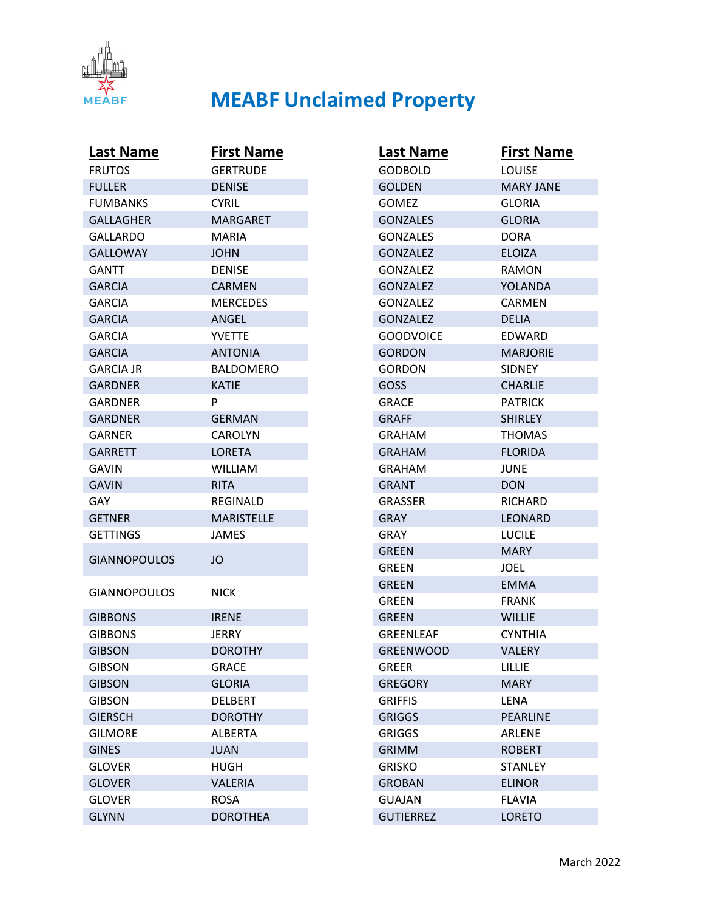# MEABF Unclaimed Property

| Last Name | First Name |
|---|---|
| FRUTOS | GERTRUDE |
| FULLER | DENISE |
| FUMBANKS | CYRIL |
| GALLAGHER | MARGARET |
| GALLARDO | MARIA |
| GALLOWAY | JOHN |
| GANTT | DENISE |
| GARCIA | CARMEN |
| GARCIA | MERCEDES |
| GARCIA | ANGEL |
| GARCIA | YVETTE |
| GARCIA | ANTONIA |
| GARCIA JR | BALDOMERO |
| GARDNER | KATIE |
| GARDNER | P |
| GARDNER | GERMAN |
| GARNER | CAROLYN |
| GARRETT | LORETA |
| GAVIN | WILLIAM |
| GAVIN | RITA |
| GAY | REGINALD |
| GETNER | MARISTELLE |
| GETTINGS | JAMES |
| GIANNOPOULOS | JO |
| GIANNOPOULOS | NICK |
| GIBBONS | IRENE |
| GIBBONS | JERRY |
| GIBSON | DOROTHY |
| GIBSON | GRACE |
| GIBSON | GLORIA |
| GIBSON | DELBERT |
| GIERSCH | DOROTHY |
| GILMORE | ALBERTA |
| GINES | JUAN |
| GLOVER | HUGH |
| GLOVER | VALERIA |
| GLOVER | ROSA |
| GLYNN | DOROTHEA |
| GODBOLD | LOUISE |
| GOLDEN | MARY JANE |
| GOMEZ | GLORIA |
| GONZALES | GLORIA |
| GONZALES | DORA |
| GONZALEZ | ELOIZA |
| GONZALEZ | RAMON |
| GONZALEZ | YOLANDA |
| GONZALEZ | CARMEN |
| GONZALEZ | DELIA |
| GOODVOICE | EDWARD |
| GORDON | MARJORIE |
| GORDON | SIDNEY |
| GOSS | CHARLIE |
| GRACE | PATRICK |
| GRAFF | SHIRLEY |
| GRAHAM | THOMAS |
| GRAHAM | FLORIDA |
| GRAHAM | JUNE |
| GRANT | DON |
| GRASSER | RICHARD |
| GRAY | LEONARD |
| GRAY | LUCILE |
| GREEN | MARY |
| GREEN | JOEL |
| GREEN | EMMA |
| GREEN | FRANK |
| GREEN | WILLIE |
| GREENLEAF | CYNTHIA |
| GREENWOOD | VALERY |
| GREER | LILLIE |
| GREGORY | MARY |
| GRIFFIS | LENA |
| GRIGGS | PEARLINE |
| GRIGGS | ARLENE |
| GRIMM | ROBERT |
| GRISKO | STANLEY |
| GROBAN | ELINOR |
| GUAJAN | FLAVIA |
| GUTIERREZ | LORETO |

March 2022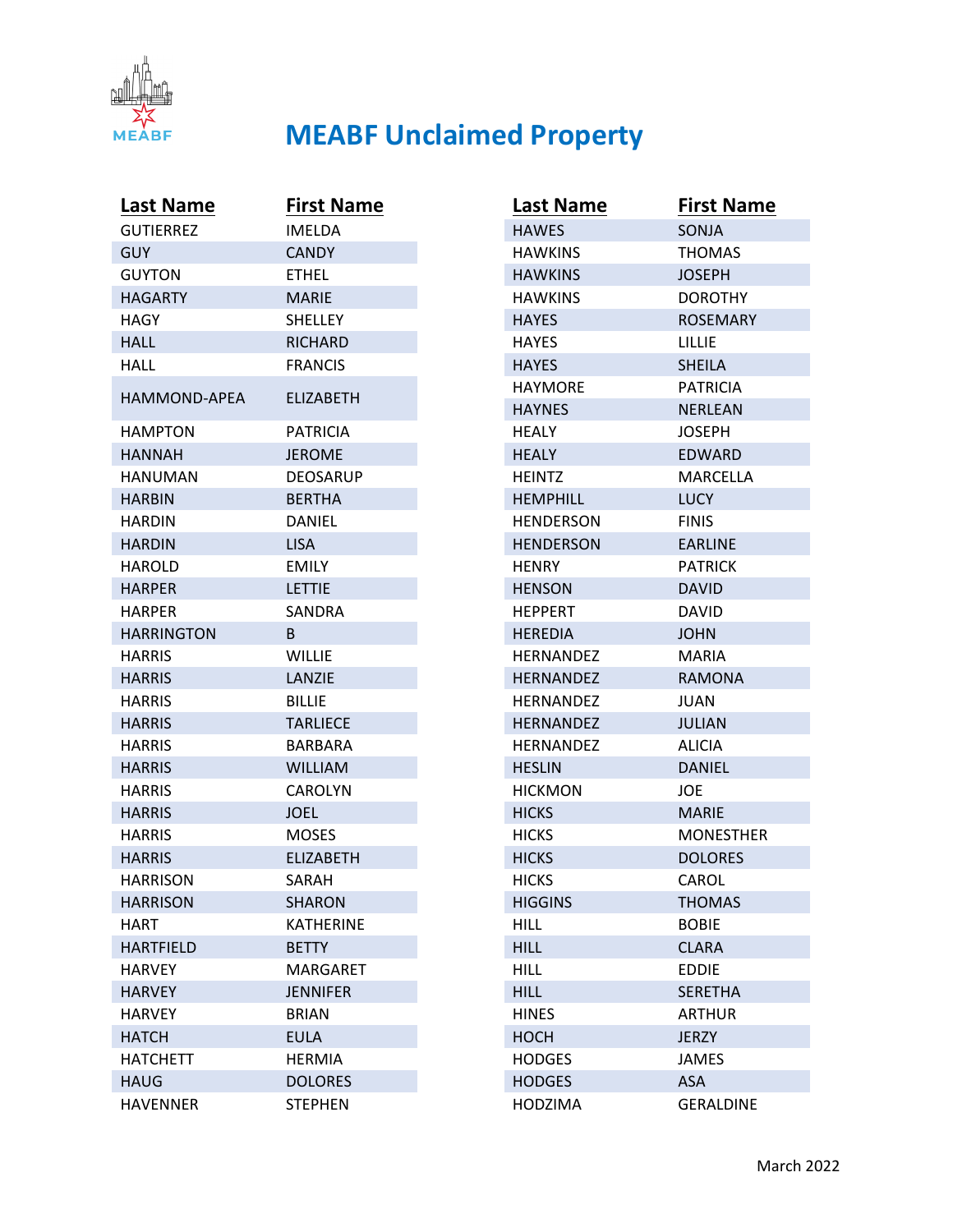# MEABF Unclaimed Property

| Last Name | First Name |
|---|---|
| GUTIERREZ | IMELDA |
| GUY | CANDY |
| GUYTON | ETHEL |
| HAGARTY | MARIE |
| HAGY | SHELLEY |
| HALL | RICHARD |
| HALL | FRANCIS |
| HAMMOND-APEA | ELIZABETH |
| HAMPTON | PATRICIA |
| HANNAH | JEROME |
| HANUMAN | DEOSARUP |
| HARBIN | BERTHA |
| HARDIN | DANIEL |
| HARDIN | LISA |
| HAROLD | EMILY |
| HARPER | LETTIE |
| HARPER | SANDRA |
| HARRINGTON | B |
| HARRIS | WILLIE |
| HARRIS | LANZIE |
| HARRIS | BILLIE |
| HARRIS | TARLIECE |
| HARRIS | BARBARA |
| HARRIS | WILLIAM |
| HARRIS | CAROLYN |
| HARRIS | JOEL |
| HARRIS | MOSES |
| HARRIS | ELIZABETH |
| HARRISON | SARAH |
| HARRISON | SHARON |
| HART | KATHERINE |
| HARTFIELD | BETTY |
| HARVEY | MARGARET |
| HARVEY | JENNIFER |
| HARVEY | BRIAN |
| HATCH | EULA |
| HATCHETT | HERMIA |
| HAUG | DOLORES |
| HAVENNER | STEPHEN |
| HAWES | SONJA |
| HAWKINS | THOMAS |
| HAWKINS | JOSEPH |
| HAWKINS | DOROTHY |
| HAYES | ROSEMARY |
| HAYES | LILLIE |
| HAYES | SHEILA |
| HAYMORE | PATRICIA |
| HAYNES | NERLEAN |
| HEALY | JOSEPH |
| HEALY | EDWARD |
| HEINTZ | MARCELLA |
| HEMPHILL | LUCY |
| HENDERSON | FINIS |
| HENDERSON | EARLINE |
| HENRY | PATRICK |
| HENSON | DAVID |
| HEPPERT | DAVID |
| HEREDIA | JOHN |
| HERNANDEZ | MARIA |
| HERNANDEZ | RAMONA |
| HERNANDEZ | JUAN |
| HERNANDEZ | JULIAN |
| HERNANDEZ | ALICIA |
| HESLIN | DANIEL |
| HICKMON | JOE |
| HICKS | MARIE |
| HICKS | MONESTHER |
| HICKS | DOLORES |
| HICKS | CAROL |
| HIGGINS | THOMAS |
| HILL | BOBIE |
| HILL | CLARA |
| HILL | EDDIE |
| HILL | SERETHA |
| HINES | ARTHUR |
| HOCH | JERZY |
| HODGES | JAMES |
| HODGES | ASA |
| HODZIMA | GERALDINE |

March 2022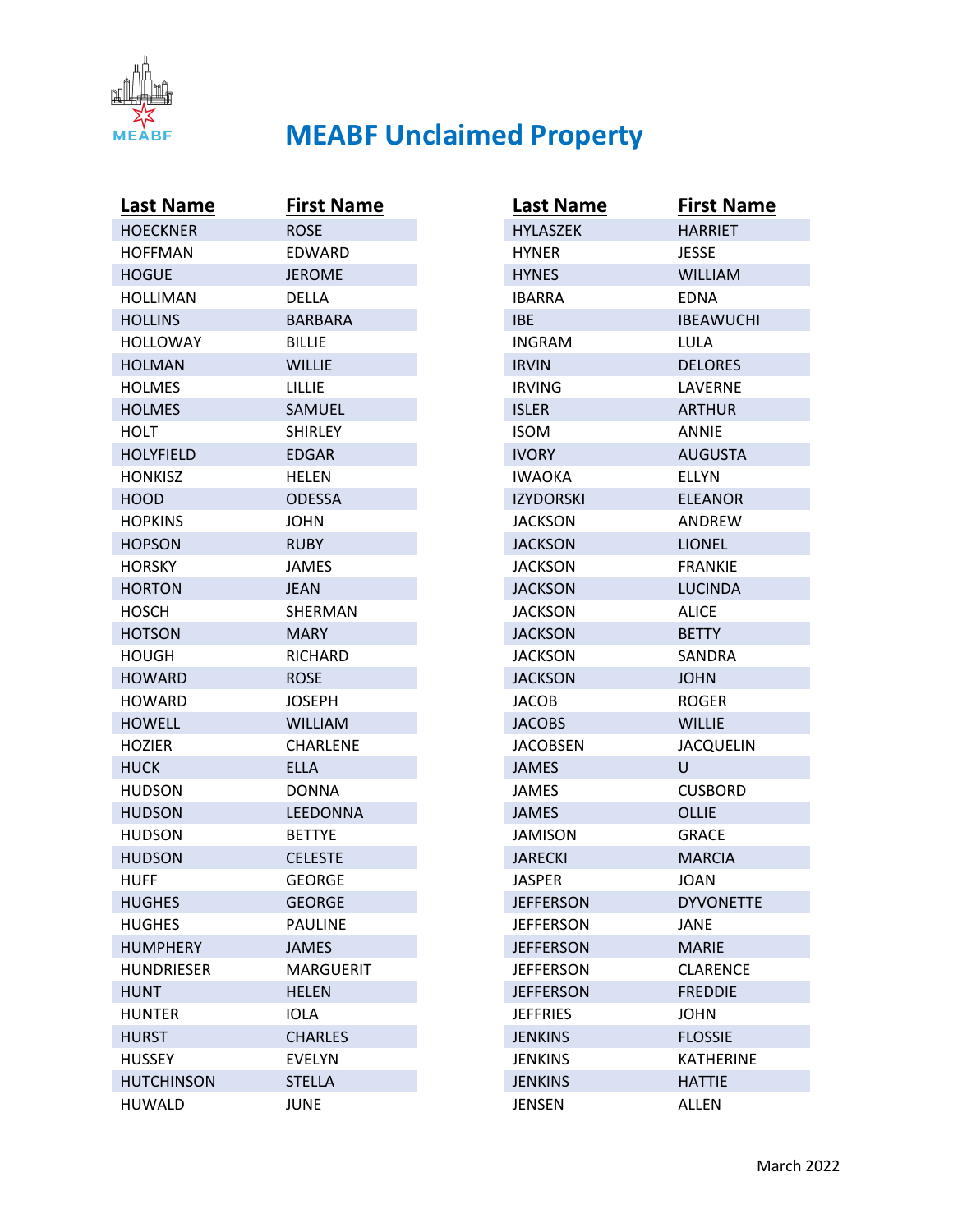# MEABF Unclaimed Property

| Last Name | First Name |
|---|---|
| HOECKNER | ROSE |
| HOFFMAN | EDWARD |
| HOGUE | JEROME |
| HOLLIMAN | DELLA |
| HOLLINS | BARBARA |
| HOLLOWAY | BILLIE |
| HOLMAN | WILLIE |
| HOLMES | LILLIE |
| HOLMES | SAMUEL |
| HOLT | SHIRLEY |
| HOLYFIELD | EDGAR |
| HONKISZ | HELEN |
| HOOD | ODESSA |
| HOPKINS | JOHN |
| HOPSON | RUBY |
| HORSKY | JAMES |
| HORTON | JEAN |
| HOSCH | SHERMAN |
| HOTSON | MARY |
| HOUGH | RICHARD |
| HOWARD | ROSE |
| HOWARD | JOSEPH |
| HOWELL | WILLIAM |
| HOZIER | CHARLENE |
| HUCK | ELLA |
| HUDSON | DONNA |
| HUDSON | LEEDONNA |
| HUDSON | BETTYE |
| HUDSON | CELESTE |
| HUFF | GEORGE |
| HUGHES | GEORGE |
| HUGHES | PAULINE |
| HUMPHERY | JAMES |
| HUNDRIESER | MARGUERIT |
| HUNT | HELEN |
| HUNTER | IOLA |
| HURST | CHARLES |
| HUSSEY | EVELYN |
| HUTCHINSON | STELLA |
| HUWALD | JUNE |
| HYLASZEK | HARRIET |
| HYNER | JESSE |
| HYNES | WILLIAM |
| IBARRA | EDNA |
| IBE | IBEAWUCHI |
| INGRAM | LULA |
| IRVIN | DELORES |
| IRVING | LAVERNE |
| ISLER | ARTHUR |
| ISOM | ANNIE |
| IVORY | AUGUSTA |
| IWAOKA | ELLYN |
| IZYDORSKI | ELEANOR |
| JACKSON | ANDREW |
| JACKSON | LIONEL |
| JACKSON | FRANKIE |
| JACKSON | LUCINDA |
| JACKSON | ALICE |
| JACKSON | BETTY |
| JACKSON | SANDRA |
| JACKSON | JOHN |
| JACOB | ROGER |
| JACOBS | WILLIE |
| JACOBSEN | JACQUELIN |
| JAMES | U |
| JAMES | CUSBORD |
| JAMES | OLLIE |
| JAMISON | GRACE |
| JARECKI | MARCIA |
| JASPER | JOAN |
| JEFFERSON | DYVONETTE |
| JEFFERSON | JANE |
| JEFFERSON | MARIE |
| JEFFERSON | CLARENCE |
| JEFFERSON | FREDDIE |
| JEFFRIES | JOHN |
| JENKINS | FLOSSIE |
| JENKINS | KATHERINE |
| JENKINS | HATTIE |
| JENSEN | ALLEN |

March 2022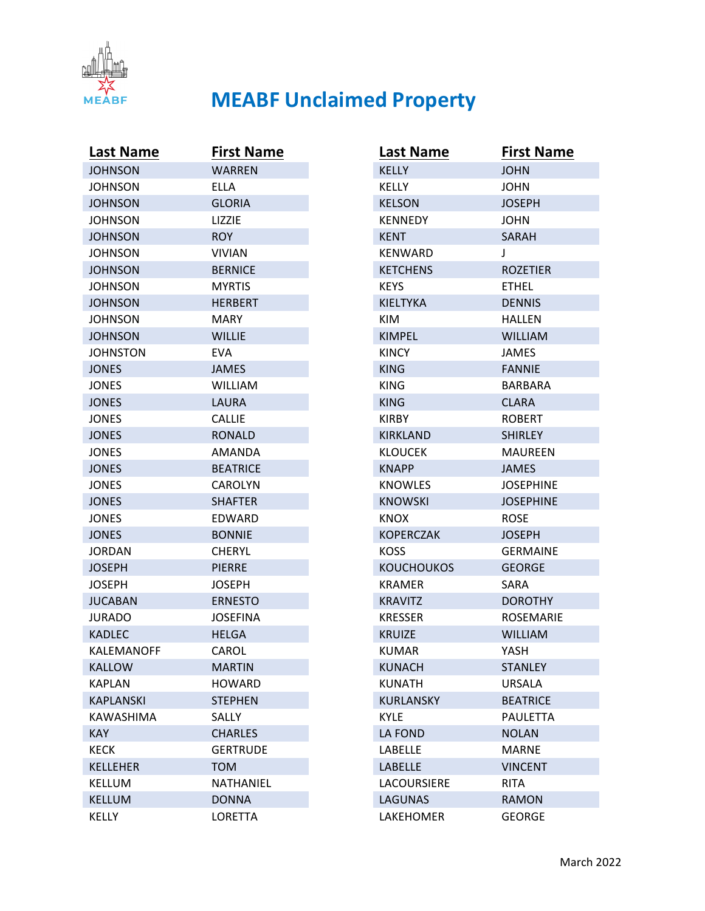# MEABF Unclaimed Property

| Last Name | First Name |
|---|---|
| JOHNSON | WARREN |
| JOHNSON | ELLA |
| JOHNSON | GLORIA |
| JOHNSON | LIZZIE |
| JOHNSON | ROY |
| JOHNSON | VIVIAN |
| JOHNSON | BERNICE |
| JOHNSON | MYRTIS |
| JOHNSON | HERBERT |
| JOHNSON | MARY |
| JOHNSON | WILLIE |
| JOHNSTON | EVA |
| JONES | JAMES |
| JONES | WILLIAM |
| JONES | LAURA |
| JONES | CALLIE |
| JONES | RONALD |
| JONES | AMANDA |
| JONES | BEATRICE |
| JONES | CAROLYN |
| JONES | SHAFTER |
| JONES | EDWARD |
| JONES | BONNIE |
| JORDAN | CHERYL |
| JOSEPH | PIERRE |
| JOSEPH | JOSEPH |
| JUCABAN | ERNESTO |
| JURADO | JOSEFINA |
| KADLEC | HELGA |
| KALEMANOFF | CAROL |
| KALLOW | MARTIN |
| KAPLAN | HOWARD |
| KAPLANSKI | STEPHEN |
| KAWASHIMA | SALLY |
| KAY | CHARLES |
| KECK | GERTRUDE |
| KELLEHER | TOM |
| KELLUM | NATHANIEL |
| KELLUM | DONNA |
| KELLY | LORETTA |
| KELLY | JOHN |
| KELLY | JOHN |
| KELSON | JOSEPH |
| KENNEDY | JOHN |
| KENT | SARAH |
| KENWARD | J |
| KETCHENS | ROZETIER |
| KEYS | ETHEL |
| KIELTYKA | DENNIS |
| KIM | HALLEN |
| KIMPEL | WILLIAM |
| KINCY | JAMES |
| KING | FANNIE |
| KING | BARBARA |
| KING | CLARA |
| KIRBY | ROBERT |
| KIRKLAND | SHIRLEY |
| KLOUCEK | MAUREEN |
| KNAPP | JAMES |
| KNOWLES | JOSEPHINE |
| KNOWSKI | JOSEPHINE |
| KNOX | ROSE |
| KOPERCZAK | JOSEPH |
| KOSS | GERMAINE |
| KOUCHOUKOS | GEORGE |
| KRAMER | SARA |
| KRAVITZ | DOROTHY |
| KRESSER | ROSEMARIE |
| KRUIZE | WILLIAM |
| KUMAR | YASH |
| KUNACH | STANLEY |
| KUNATH | URSALA |
| KURLANSKY | BEATRICE |
| KYLE | PAULETTA |
| LA FOND | NOLAN |
| LABELLE | MARNE |
| LABELLE | VINCENT |
| LACOURSIERE | RITA |
| LAGUNAS | RAMON |
| LAKEHOMER | GEORGE |

March 2022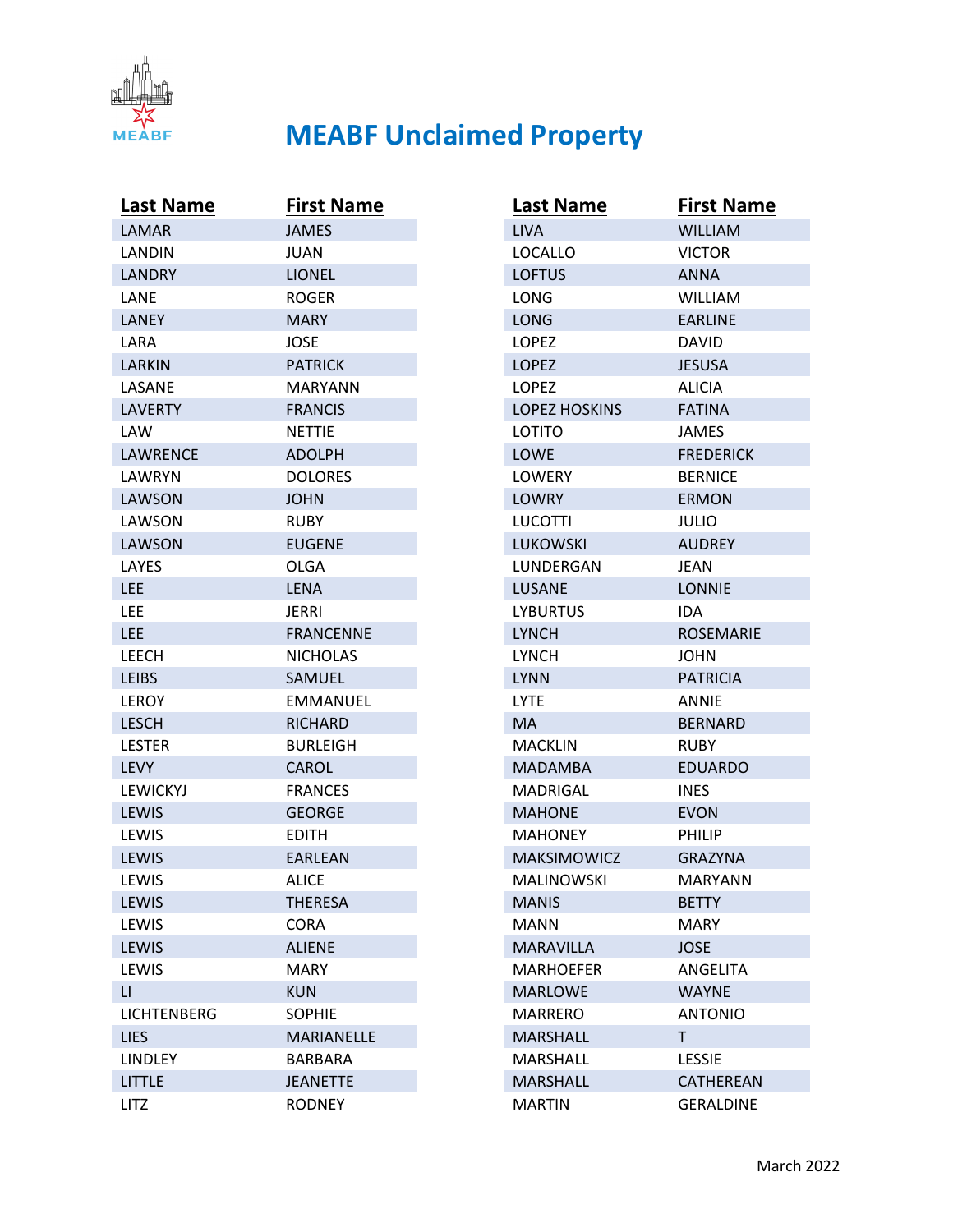# MEABF Unclaimed Property

| Last Name | First Name |
|---|---|
| LAMAR | JAMES |
| LANDIN | JUAN |
| LANDRY | LIONEL |
| LANE | ROGER |
| LANEY | MARY |
| LARA | JOSE |
| LARKIN | PATRICK |
| LASANE | MARYANN |
| LAVERTY | FRANCIS |
| LAW | NETTIE |
| LAWRENCE | ADOLPH |
| LAWRYN | DOLORES |
| LAWSON | JOHN |
| LAWSON | RUBY |
| LAWSON | EUGENE |
| LAYES | OLGA |
| LEE | LENA |
| LEE | JERRI |
| LEE | FRANCENNE |
| LEECH | NICHOLAS |
| LEIBS | SAMUEL |
| LEROY | EMMANUEL |
| LESCH | RICHARD |
| LESTER | BURLEIGH |
| LEVY | CAROL |
| LEWICKYJ | FRANCES |
| LEWIS | GEORGE |
| LEWIS | EDITH |
| LEWIS | EARLEAN |
| LEWIS | ALICE |
| LEWIS | THERESA |
| LEWIS | CORA |
| LEWIS | ALIENE |
| LEWIS | MARY |
| LI | KUN |
| LICHTENBERG | SOPHIE |
| LIES | MARIANELLE |
| LINDLEY | BARBARA |
| LITTLE | JEANETTE |
| LITZ | RODNEY |

| Last Name | First Name |
|---|---|
| LIVA | WILLIAM |
| LOCALLO | VICTOR |
| LOFTUS | ANNA |
| LONG | WILLIAM |
| LONG | EARLINE |
| LOPEZ | DAVID |
| LOPEZ | JESUSA |
| LOPEZ | ALICIA |
| LOPEZ HOSKINS | FATINA |
| LOTITO | JAMES |
| LOWE | FREDERICK |
| LOWERY | BERNICE |
| LOWRY | ERMON |
| LUCOTTI | JULIO |
| LUKOWSKI | AUDREY |
| LUNDERGAN | JEAN |
| LUSANE | LONNIE |
| LYBURTUS | IDA |
| LYNCH | ROSEMARIE |
| LYNCH | JOHN |
| LYNN | PATRICIA |
| LYTE | ANNIE |
| MA | BERNARD |
| MACKLIN | RUBY |
| MADAMBA | EDUARDO |
| MADRIGAL | INES |
| MAHONE | EVON |
| MAHONEY | PHILIP |
| MAKSIMOWICZ | GRAZYNA |
| MALINOWSKI | MARYANN |
| MANIS | BETTY |
| MANN | MARY |
| MARAVILLA | JOSE |
| MARHOEFER | ANGELITA |
| MARLOWE | WAYNE |
| MARRERO | ANTONIO |
| MARSHALL | T |
| MARSHALL | LESSIE |
| MARSHALL | CATHEREAN |
| MARTIN | GERALDINE |

March 2022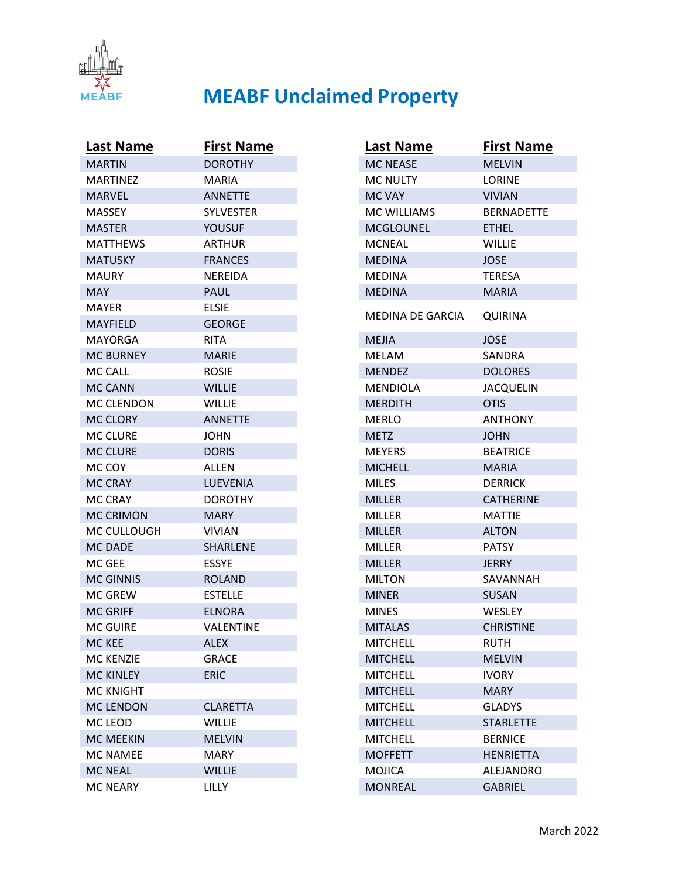# MEABF Unclaimed Property

| Last Name | First Name |
|---|---|
| MARTIN | DOROTHY |
| MARTINEZ | MARIA |
| MARVEL | ANNETTE |
| MASSEY | SYLVESTER |
| MASTER | YOUSUF |
| MATTHEWS | ARTHUR |
| MATUSKY | FRANCES |
| MAURY | NEREIDA |
| MAY | PAUL |
| MAYER | ELSIE |
| MAYFIELD | GEORGE |
| MAYORGA | RITA |
| MC BURNEY | MARIE |
| MC CALL | ROSIE |
| MC CANN | WILLIE |
| MC CLENDON | WILLIE |
| MC CLORY | ANNETTE |
| MC CLURE | JOHN |
| MC CLURE | DORIS |
| MC COY | ALLEN |
| MC CRAY | LUEVENIA |
| MC CRAY | DOROTHY |
| MC CRIMON | MARY |
| MC CULLOUGH | VIVIAN |
| MC DADE | SHARLENE |
| MC GEE | ESSYE |
| MC GINNIS | ROLAND |
| MC GREW | ESTELLE |
| MC GRIFF | ELNORA |
| MC GUIRE | VALENTINE |
| MC KEE | ALEX |
| MC KENZIE | GRACE |
| MC KINLEY | ERIC |
| MC KNIGHT | |
| MC LENDON | CLARETTA |
| MC LEOD | WILLIE |
| MC MEEKIN | MELVIN |
| MC NAMEE | MARY |
| MC NEAL | WILLIE |
| MC NEARY | LILLY |
| MC NEASE | MELVIN |
| MC NULTY | LORINE |
| MC VAY | VIVIAN |
| MC WILLIAMS | BERNADETTE |
| MCGLOUNEL | ETHEL |
| MCNEAL | WILLIE |
| MEDINA | JOSE |
| MEDINA | TERESA |
| MEDINA | MARIA |
| MEDINA DE GARCIA | QUIRINA |
| MEJIA | JOSE |
| MELAM | SANDRA |
| MENDEZ | DOLORES |
| MENDIOLA | JACQUELIN |
| MERDITH | OTIS |
| MERLO | ANTHONY |
| METZ | JOHN |
| MEYERS | BEATRICE |
| MICHELL | MARIA |
| MILES | DERRICK |
| MILLER | CATHERINE |
| MILLER | MATTIE |
| MILLER | ALTON |
| MILLER | PATSY |
| MILLER | JERRY |
| MILTON | SAVANNAH |
| MINER | SUSAN |
| MINES | WESLEY |
| MITALAS | CHRISTINE |
| MITCHELL | RUTH |
| MITCHELL | MELVIN |
| MITCHELL | IVORY |
| MITCHELL | MARY |
| MITCHELL | GLADYS |
| MITCHELL | STARLETTE |
| MITCHELL | BERNICE |
| MOFFETT | HENRIETTA |
| MOJICA | ALEJANDRO |
| MONREAL | GABRIEL |

March 2022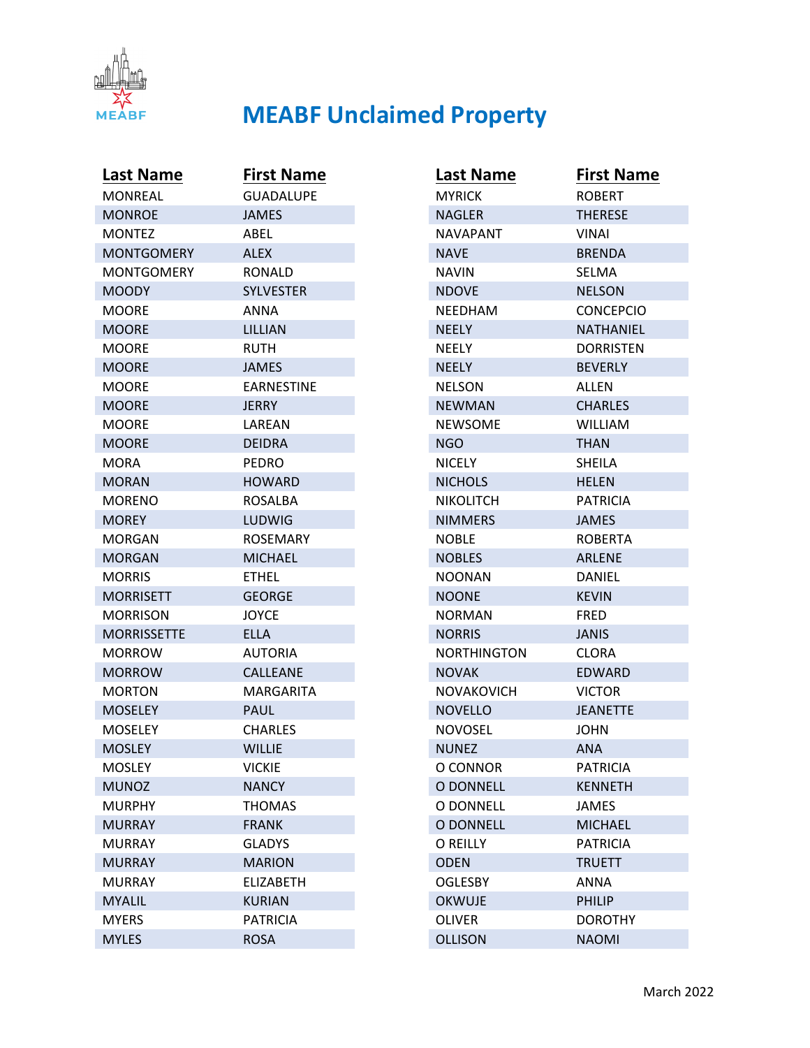# MEABF Unclaimed Property

| Last Name | First Name |
|---|---|
| MONREAL | GUADALUPE |
| MONROE | JAMES |
| MONTEZ | ABEL |
| MONTGOMERY | ALEX |
| MONTGOMERY | RONALD |
| MOODY | SYLVESTER |
| MOORE | ANNA |
| MOORE | LILLIAN |
| MOORE | RUTH |
| MOORE | JAMES |
| MOORE | EARNESTINE |
| MOORE | JERRY |
| MOORE | LAREAN |
| MOORE | DEIDRA |
| MORA | PEDRO |
| MORAN | HOWARD |
| MORENO | ROSALBA |
| MOREY | LUDWIG |
| MORGAN | ROSEMARY |
| MORGAN | MICHAEL |
| MORRIS | ETHEL |
| MORRISETT | GEORGE |
| MORRISON | JOYCE |
| MORRISSETTE | ELLA |
| MORROW | AUTORIA |
| MORROW | CALLEANE |
| MORTON | MARGARITA |
| MOSELEY | PAUL |
| MOSELEY | CHARLES |
| MOSLEY | WILLIE |
| MOSLEY | VICKIE |
| MUNOZ | NANCY |
| MURPHY | THOMAS |
| MURRAY | FRANK |
| MURRAY | GLADYS |
| MURRAY | MARION |
| MURRAY | ELIZABETH |
| MYALIL | KURIAN |
| MYERS | PATRICIA |
| MYLES | ROSA |
| MYRICK | ROBERT |
| NAGLER | THERESE |
| NAVAPANT | VINAI |
| NAVE | BRENDA |
| NAVIN | SELMA |
| NDOVE | NELSON |
| NEEDHAM | CONCEPCIO |
| NEELY | NATHANIEL |
| NEELY | DORRISTEN |
| NEELY | BEVERLY |
| NELSON | ALLEN |
| NEWMAN | CHARLES |
| NEWSOME | WILLIAM |
| NGO | THAN |
| NICELY | SHEILA |
| NICHOLS | HELEN |
| NIKOLITCH | PATRICIA |
| NIMMERS | JAMES |
| NOBLE | ROBERTA |
| NOBLES | ARLENE |
| NOONAN | DANIEL |
| NOONE | KEVIN |
| NORMAN | FRED |
| NORRIS | JANIS |
| NORTHINGTON | CLORA |
| NOVAK | EDWARD |
| NOVAKOVICH | VICTOR |
| NOVELLO | JEANETTE |
| NOVOSEL | JOHN |
| NUNEZ | ANA |
| O CONNOR | PATRICIA |
| O DONNELL | KENNETH |
| O DONNELL | JAMES |
| O DONNELL | MICHAEL |
| O REILLY | PATRICIA |
| ODEN | TRUETT |
| OGLESBY | ANNA |
| OKWUJE | PHILIP |
| OLIVER | DOROTHY |
| OLLISON | NAOMI |

March 2022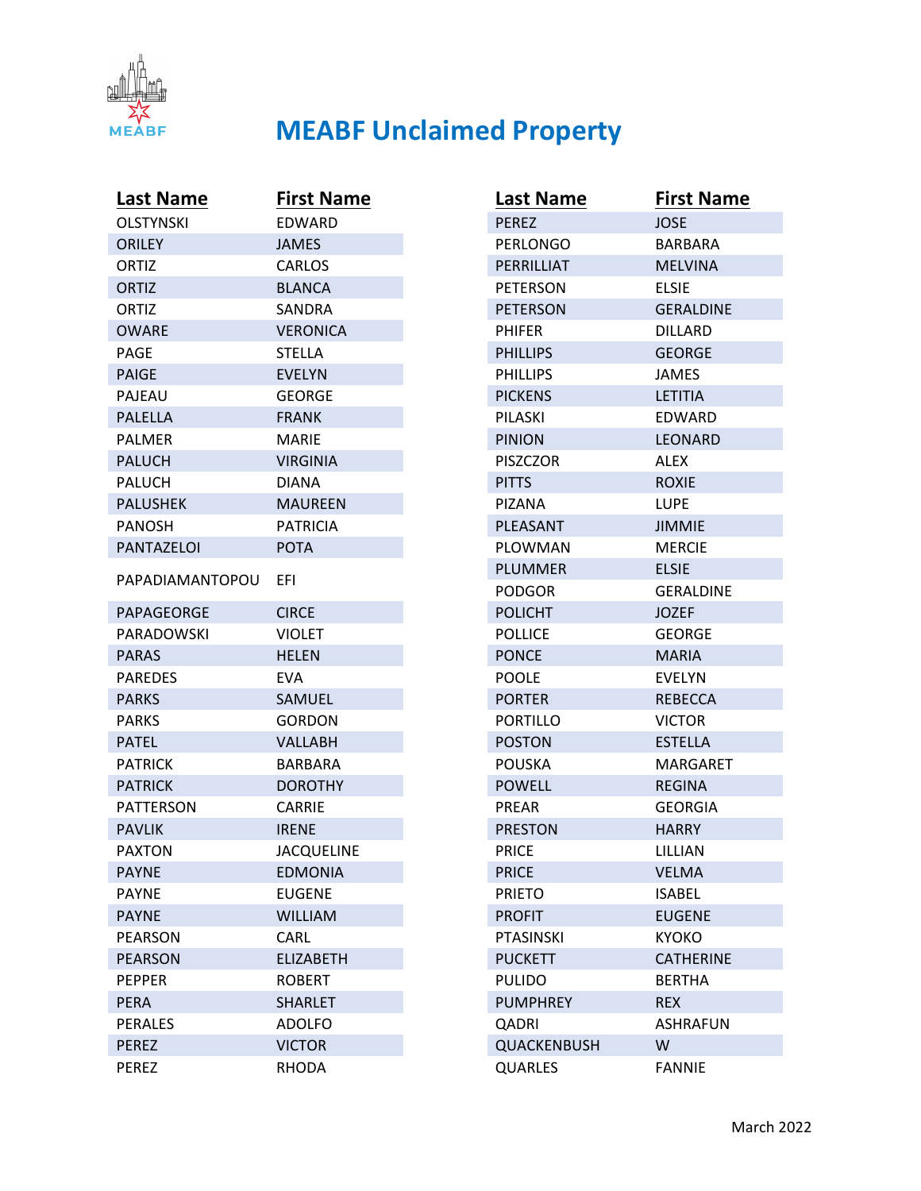# MEABF Unclaimed Property

| Last Name | First Name |
|---|---|
| OLSTYNSKI | EDWARD |
| ORILEY | JAMES |
| ORTIZ | CARLOS |
| ORTIZ | BLANCA |
| ORTIZ | SANDRA |
| OWARE | VERONICA |
| PAGE | STELLA |
| PAIGE | EVELYN |
| PAJEAU | GEORGE |
| PALELLA | FRANK |
| PALMER | MARIE |
| PALUCH | VIRGINIA |
| PALUCH | DIANA |
| PALUSHEK | MAUREEN |
| PANOSH | PATRICIA |
| PANTAZELOI | POTA |
| PAPADIAMANTOPOU | EFI |
| PAPAGEORGE | CIRCE |
| PARADOWSKI | VIOLET |
| PARAS | HELEN |
| PAREDES | EVA |
| PARKS | SAMUEL |
| PARKS | GORDON |
| PATEL | VALLABH |
| PATRICK | BARBARA |
| PATRICK | DOROTHY |
| PATTERSON | CARRIE |
| PAVLIK | IRENE |
| PAXTON | JACQUELINE |
| PAYNE | EDMONIA |
| PAYNE | EUGENE |
| PAYNE | WILLIAM |
| PEARSON | CARL |
| PEARSON | ELIZABETH |
| PEPPER | ROBERT |
| PERA | SHARLET |
| PERALES | ADOLFO |
| PEREZ | VICTOR |
| PEREZ | RHODA |
| PEREZ | JOSE |
| PERLONGO | BARBARA |
| PERRILLIAT | MELVINA |
| PETERSON | ELSIE |
| PETERSON | GERALDINE |
| PHIFER | DILLARD |
| PHILLIPS | GEORGE |
| PHILLIPS | JAMES |
| PICKENS | LETITIA |
| PILASKI | EDWARD |
| PINION | LEONARD |
| PISZCZOR | ALEX |
| PITTS | ROXIE |
| PIZANA | LUPE |
| PLEASANT | JIMMIE |
| PLOWMAN | MERCIE |
| PLUMMER | ELSIE |
| PODGOR | GERALDINE |
| POLICHT | JOZEF |
| POLLICE | GEORGE |
| PONCE | MARIA |
| POOLE | EVELYN |
| PORTER | REBECCA |
| PORTILLO | VICTOR |
| POSTON | ESTELLA |
| POUSKA | MARGARET |
| POWELL | REGINA |
| PREAR | GEORGIA |
| PRESTON | HARRY |
| PRICE | LILLIAN |
| PRICE | VELMA |
| PRIETO | ISABEL |
| PROFIT | EUGENE |
| PTASINSKI | KYOKO |
| PUCKETT | CATHERINE |
| PULIDO | BERTHA |
| PUMPHREY | REX |
| QADRI | ASHRAFUN |
| QUACKENBUSH | W |
| QUARLES | FANNIE |

March 2022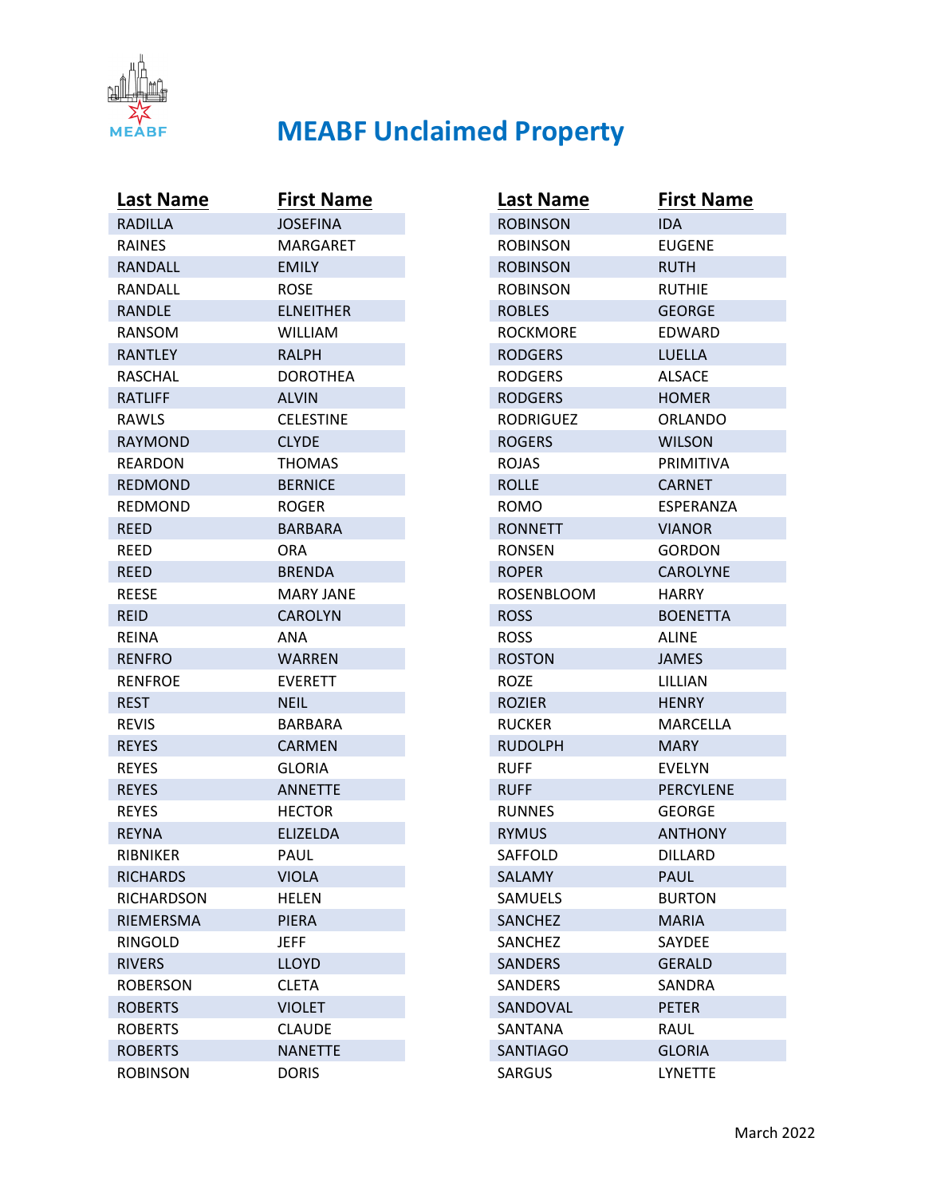# MEABF Unclaimed Property

| Last Name | First Name |
| --- | --- |
| RADILLA | JOSEFINA |
| RAINES | MARGARET |
| RANDALL | EMILY |
| RANDALL | ROSE |
| RANDLE | ELNEITHER |
| RANSOM | WILLIAM |
| RANTLEY | RALPH |
| RASCHAL | DOROTHEA |
| RATLIFF | ALVIN |
| RAWLS | CELESTINE |
| RAYMOND | CLYDE |
| REARDON | THOMAS |
| REDMOND | BERNICE |
| REDMOND | ROGER |
| REED | BARBARA |
| REED | ORA |
| REED | BRENDA |
| REESE | MARY JANE |
| REID | CAROLYN |
| REINA | ANA |
| RENFRO | WARREN |
| RENFROE | EVERETT |
| REST | NEIL |
| REVIS | BARBARA |
| REYES | CARMEN |
| REYES | GLORIA |
| REYES | ANNETTE |
| REYES | HECTOR |
| REYNA | ELIZELDA |
| RIBNIKER | PAUL |
| RICHARDS | VIOLA |
| RICHARDSON | HELEN |
| RIEMERSMA | PIERA |
| RINGOLD | JEFF |
| RIVERS | LLOYD |
| ROBERSON | CLETA |
| ROBERTS | VIOLET |
| ROBERTS | CLAUDE |
| ROBERTS | NANETTE |
| ROBINSON | DORIS |
| ROBINSON | IDA |
| ROBINSON | EUGENE |
| ROBINSON | RUTH |
| ROBINSON | RUTHIE |
| ROBLES | GEORGE |
| ROCKMORE | EDWARD |
| RODGERS | LUELLA |
| RODGERS | ALSACE |
| RODGERS | HOMER |
| RODRIGUEZ | ORLANDO |
| ROGERS | WILSON |
| ROJAS | PRIMITIVA |
| ROLLE | CARNET |
| ROMO | ESPERANZA |
| RONNETT | VIANOR |
| RONSEN | GORDON |
| ROPER | CAROLYNE |
| ROSENBLOOM | HARRY |
| ROSS | BOENETTA |
| ROSS | ALINE |
| ROSTON | JAMES |
| ROZE | LILLIAN |
| ROZIER | HENRY |
| RUCKER | MARCELLA |
| RUDOLPH | MARY |
| RUFF | EVELYN |
| RUFF | PERCYLENE |
| RUNNES | GEORGE |
| RYMUS | ANTHONY |
| SAFFOLD | DILLARD |
| SALAMY | PAUL |
| SAMUELS | BURTON |
| SANCHEZ | MARIA |
| SANCHEZ | SAYDEE |
| SANDERS | GERALD |
| SANDERS | SANDRA |
| SANDOVAL | PETER |
| SANTANA | RAUL |
| SANTIAGO | GLORIA |
| SARGUS | LYNETTE |

March 2022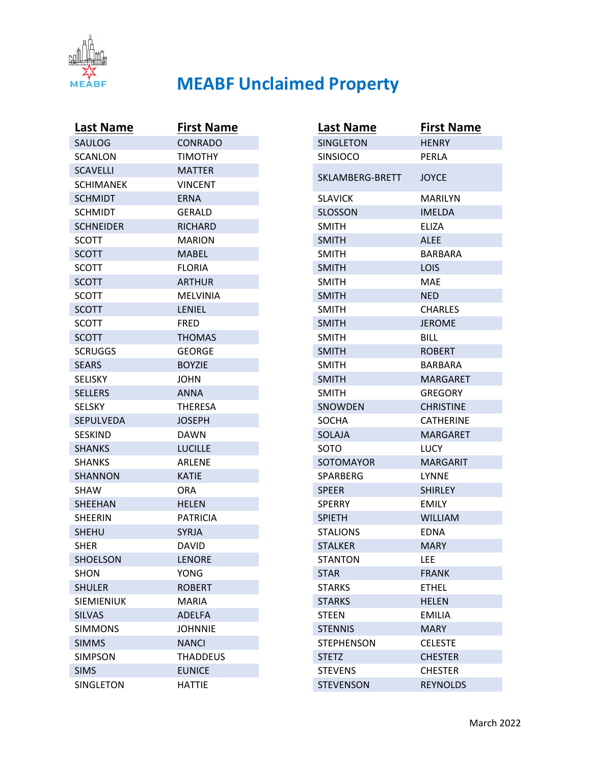# MEABF Unclaimed Property

| Last Name | First Name |
|---|---|
| SAULOG | CONRADO |
| SCANLON | TIMOTHY |
| SCAVELLI | MATTER |
| SCHIMANEK | VINCENT |
| SCHMIDT | ERNA |
| SCHMIDT | GERALD |
| SCHNEIDER | RICHARD |
| SCOTT | MARION |
| SCOTT | MABEL |
| SCOTT | FLORIA |
| SCOTT | ARTHUR |
| SCOTT | MELVINIA |
| SCOTT | LENIEL |
| SCOTT | FRED |
| SCOTT | THOMAS |
| SCRUGGS | GEORGE |
| SEARS | BOYZIE |
| SELISKY | JOHN |
| SELLERS | ANNA |
| SELSKY | THERESA |
| SEPULVEDA | JOSEPH |
| SESKIND | DAWN |
| SHANKS | LUCILLE |
| SHANKS | ARLENE |
| SHANNON | KATIE |
| SHAW | ORA |
| SHEEHAN | HELEN |
| SHEERIN | PATRICIA |
| SHEHU | SYRJA |
| SHER | DAVID |
| SHOELSON | LENORE |
| SHON | YONG |
| SHULER | ROBERT |
| SIEMIENIUK | MARIA |
| SILVAS | ADELFA |
| SIMMONS | JOHNNIE |
| SIMMS | NANCI |
| SIMPSON | THADDEUS |
| SIMS | EUNICE |
| SINGLETON | HATTIE |
| SINGLETON | HENRY |
| SINSIOCO | PERLA |
| SKLAMBERG-BRETT | JOYCE |
| SLAVICK | MARILYN |
| SLOSSON | IMELDA |
| SMITH | ELIZA |
| SMITH | ALEE |
| SMITH | BARBARA |
| SMITH | LOIS |
| SMITH | MAE |
| SMITH | NED |
| SMITH | CHARLES |
| SMITH | JEROME |
| SMITH | BILL |
| SMITH | ROBERT |
| SMITH | BARBARA |
| SMITH | MARGARET |
| SMITH | GREGORY |
| SNOWDEN | CHRISTINE |
| SOCHA | CATHERINE |
| SOLAJA | MARGARET |
| SOTO | LUCY |
| SOTOMAYOR | MARGARIT |
| SPARBERG | LYNNE |
| SPEER | SHIRLEY |
| SPERRY | EMILY |
| SPIETH | WILLIAM |
| STALIONS | EDNA |
| STALKER | MARY |
| STANTON | LEE |
| STAR | FRANK |
| STARKS | ETHEL |
| STARKS | HELEN |
| STEEN | EMILIA |
| STENNIS | MARY |
| STEPHENSON | CELESTE |
| STETZ | CHESTER |
| STEVENS | CHESTER |
| STEVENSON | REYNOLDS |

March 2022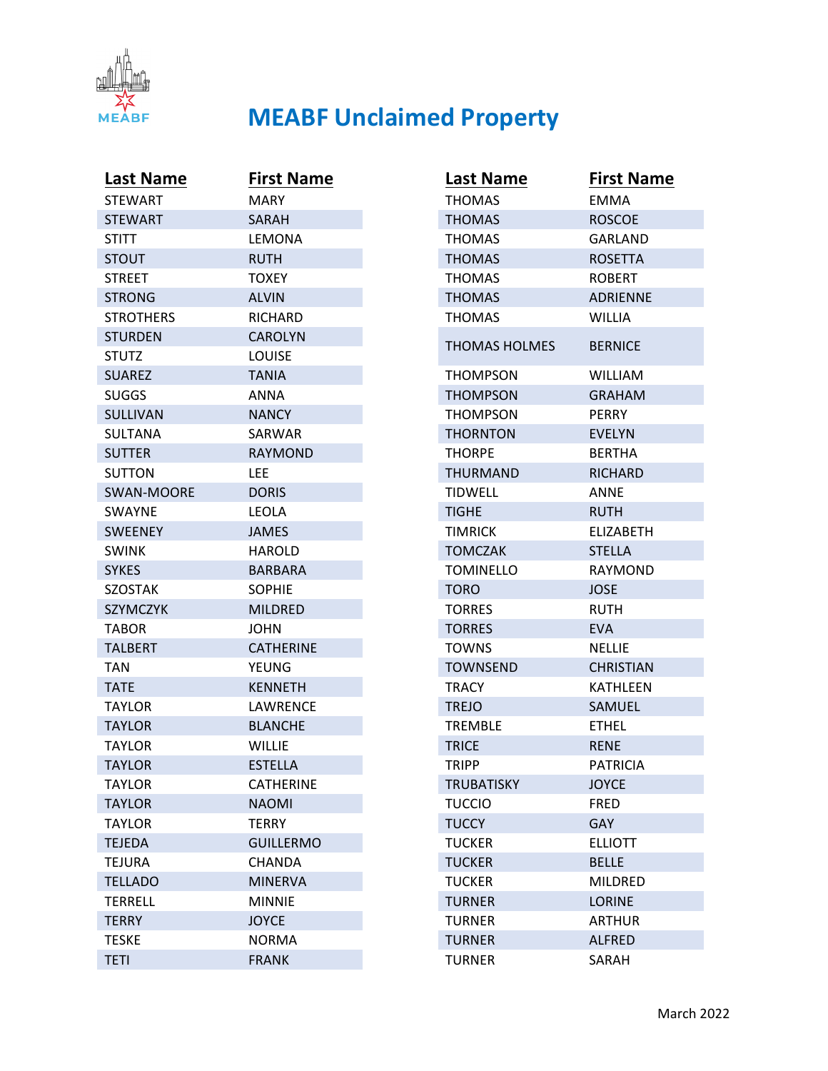# MEABF Unclaimed Property

| Last Name | First Name |
|---|---|
| STEWART | MARY |
| STEWART | SARAH |
| STITT | LEMONA |
| STOUT | RUTH |
| STREET | TOXEY |
| STRONG | ALVIN |
| STROTHERS | RICHARD |
| STURDEN | CAROLYN |
| STUTZ | LOUISE |
| SUAREZ | TANIA |
| SUGGS | ANNA |
| SULLIVAN | NANCY |
| SULTANA | SARWAR |
| SUTTER | RAYMOND |
| SUTTON | LEE |
| SWAN-MOORE | DORIS |
| SWAYNE | LEOLA |
| SWEENEY | JAMES |
| SWINK | HAROLD |
| SYKES | BARBARA |
| SZOSTAK | SOPHIE |
| SZYMCZYK | MILDRED |
| TABOR | JOHN |
| TALBERT | CATHERINE |
| TAN | YEUNG |
| TATE | KENNETH |
| TAYLOR | LAWRENCE |
| TAYLOR | BLANCHE |
| TAYLOR | WILLIE |
| TAYLOR | ESTELLA |
| TAYLOR | CATHERINE |
| TAYLOR | NAOMI |
| TAYLOR | TERRY |
| TEJEDA | GUILLERMO |
| TEJURA | CHANDA |
| TELLADO | MINERVA |
| TERRELL | MINNIE |
| TERRY | JOYCE |
| TESKE | NORMA |
| TETI | FRANK |
| THOMAS | EMMA |
| THOMAS | ROSCOE |
| THOMAS | GARLAND |
| THOMAS | ROSETTA |
| THOMAS | ROBERT |
| THOMAS | ADRIENNE |
| THOMAS | WILLIA |
| THOMAS HOLMES | BERNICE |
| THOMPSON | WILLIAM |
| THOMPSON | GRAHAM |
| THOMPSON | PERRY |
| THORNTON | EVELYN |
| THORPE | BERTHA |
| THURMAND | RICHARD |
| TIDWELL | ANNE |
| TIGHE | RUTH |
| TIMRICK | ELIZABETH |
| TOMCZAK | STELLA |
| TOMINELLO | RAYMOND |
| TORO | JOSE |
| TORRES | RUTH |
| TORRES | EVA |
| TOWNS | NELLIE |
| TOWNSEND | CHRISTIAN |
| TRACY | KATHLEEN |
| TREJO | SAMUEL |
| TREMBLE | ETHEL |
| TRICE | RENE |
| TRIPP | PATRICIA |
| TRUBATISKY | JOYCE |
| TUCCIO | FRED |
| TUCCY | GAY |
| TUCKER | ELLIOTT |
| TUCKER | BELLE |
| TUCKER | MILDRED |
| TURNER | LORINE |
| TURNER | ARTHUR |
| TURNER | ALFRED |
| TURNER | SARAH |

March 2022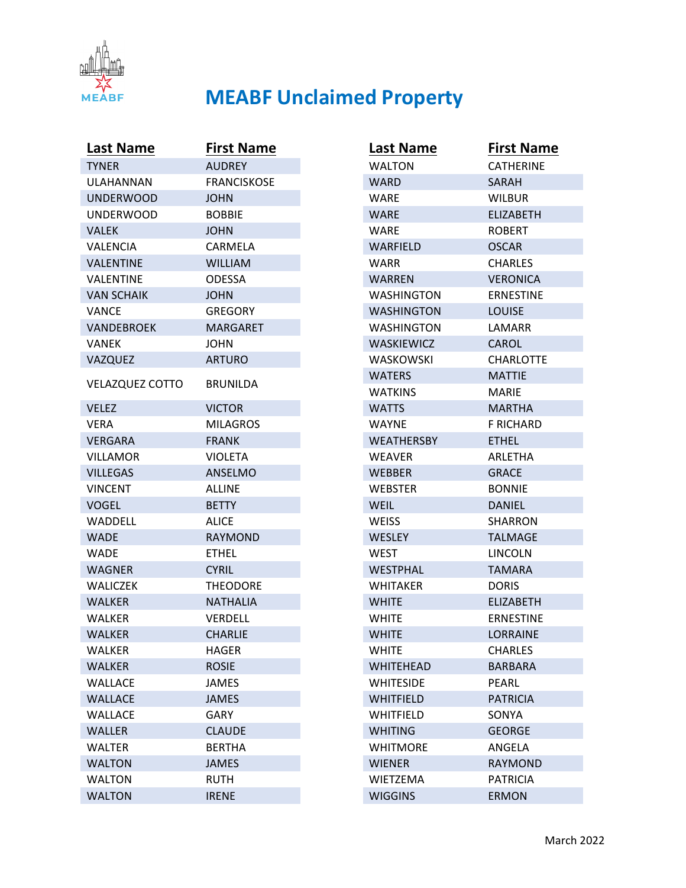# MEABF Unclaimed Property

| Last Name | First Name |
|---|---|
| TYNER | AUDREY |
| ULAHANNAN | FRANCISKOSE |
| UNDERWOOD | JOHN |
| UNDERWOOD | BOBBIE |
| VALEK | JOHN |
| VALENCIA | CARMELA |
| VALENTINE | WILLIAM |
| VALENTINE | ODESSA |
| VAN SCHAIK | JOHN |
| VANCE | GREGORY |
| VANDEBROEK | MARGARET |
| VANEK | JOHN |
| VAZQUEZ | ARTURO |
| VELAZQUEZ COTTO | BRUNILDA |
| VELEZ | VICTOR |
| VERA | MILAGROS |
| VERGARA | FRANK |
| VILLAMOR | VIOLETA |
| VILLEGAS | ANSELMO |
| VINCENT | ALLINE |
| VOGEL | BETTY |
| WADDELL | ALICE |
| WADE | RAYMOND |
| WADE | ETHEL |
| WAGNER | CYRIL |
| WALICZEK | THEODORE |
| WALKER | NATHALIA |
| WALKER | VERDELL |
| WALKER | CHARLIE |
| WALKER | HAGER |
| WALKER | ROSIE |
| WALLACE | JAMES |
| WALLACE | JAMES |
| WALLACE | GARY |
| WALLER | CLAUDE |
| WALTER | BERTHA |
| WALTON | JAMES |
| WALTON | RUTH |
| WALTON | IRENE |
| WALTON | CATHERINE |
| WARD | SARAH |
| WARE | WILBUR |
| WARE | ELIZABETH |
| WARE | ROBERT |
| WARFIELD | OSCAR |
| WARR | CHARLES |
| WARREN | VERONICA |
| WASHINGTON | ERNESTINE |
| WASHINGTON | LOUISE |
| WASHINGTON | LAMARR |
| WASKIEWICZ | CAROL |
| WASKOWSKI | CHARLOTTE |
| WATERS | MATTIE |
| WATKINS | MARIE |
| WATTS | MARTHA |
| WAYNE | F RICHARD |
| WEATHERSBY | ETHEL |
| WEAVER | ARLETHA |
| WEBBER | GRACE |
| WEBSTER | BONNIE |
| WEIL | DANIEL |
| WEISS | SHARRON |
| WESLEY | TALMAGE |
| WEST | LINCOLN |
| WESTPHAL | TAMARA |
| WHITAKER | DORIS |
| WHITE | ELIZABETH |
| WHITE | ERNESTINE |
| WHITE | LORRAINE |
| WHITE | CHARLES |
| WHITEHEAD | BARBARA |
| WHITESIDE | PEARL |
| WHITFIELD | PATRICIA |
| WHITFIELD | SONYA |
| WHITING | GEORGE |
| WHITMORE | ANGELA |
| WIENER | RAYMOND |
| WIETZEMA | PATRICIA |
| WIGGINS | ERMON |

March 2022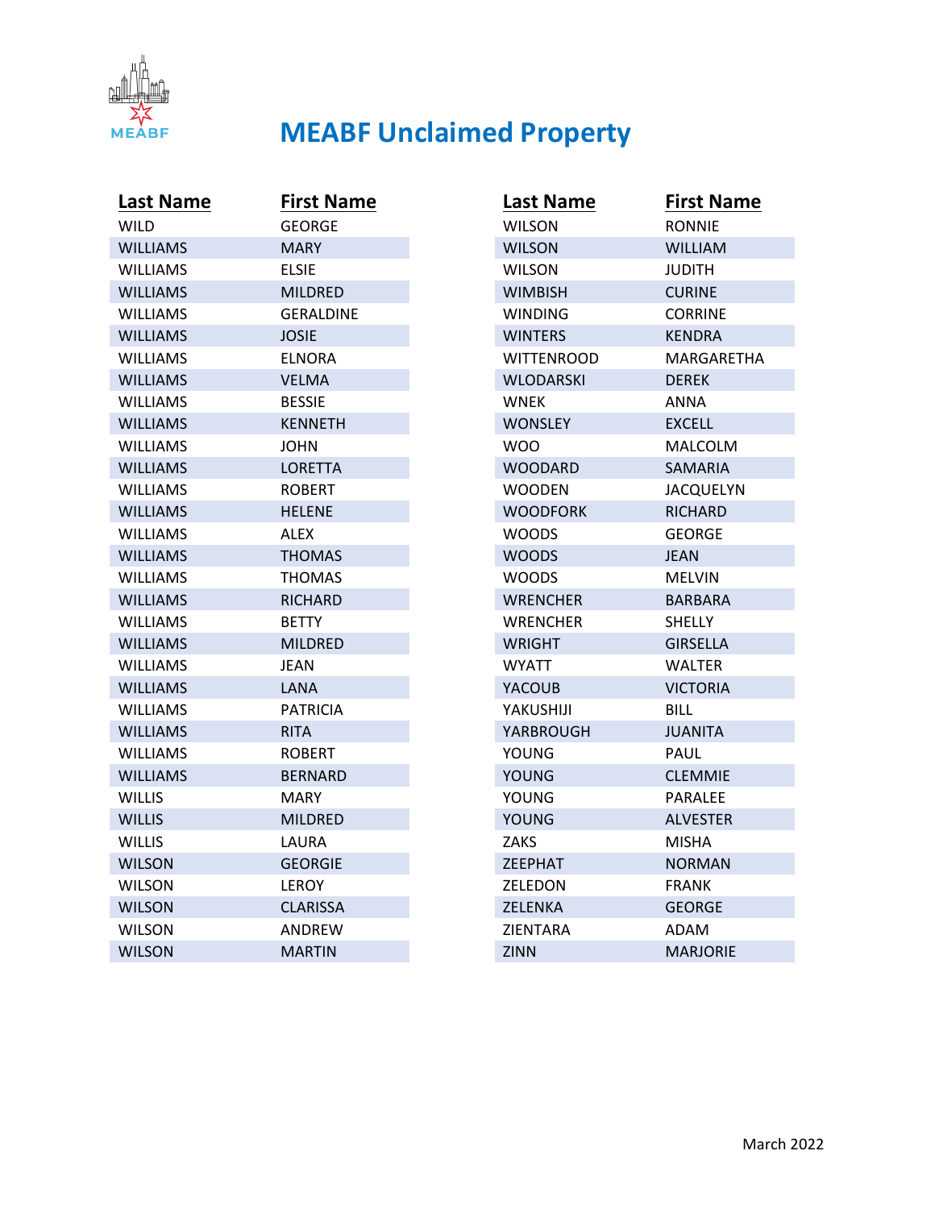# MEABF Unclaimed Property

| Last Name | First Name |
|---|---|
| WILD | GEORGE |
| WILLIAMS | MARY |
| WILLIAMS | ELSIE |
| WILLIAMS | MILDRED |
| WILLIAMS | GERALDINE |
| WILLIAMS | JOSIE |
| WILLIAMS | ELNORA |
| WILLIAMS | VELMA |
| WILLIAMS | BESSIE |
| WILLIAMS | KENNETH |
| WILLIAMS | JOHN |
| WILLIAMS | LORETTA |
| WILLIAMS | ROBERT |
| WILLIAMS | HELENE |
| WILLIAMS | ALEX |
| WILLIAMS | THOMAS |
| WILLIAMS | THOMAS |
| WILLIAMS | RICHARD |
| WILLIAMS | BETTY |
| WILLIAMS | MILDRED |
| WILLIAMS | JEAN |
| WILLIAMS | LANA |
| WILLIAMS | PATRICIA |
| WILLIAMS | RITA |
| WILLIAMS | ROBERT |
| WILLIAMS | BERNARD |
| WILLIS | MARY |
| WILLIS | MILDRED |
| WILLIS | LAURA |
| WILSON | GEORGIE |
| WILSON | LEROY |
| WILSON | CLARISSA |
| WILSON | ANDREW |
| WILSON | MARTIN |
| WILSON | RONNIE |
| WILSON | WILLIAM |
| WILSON | JUDITH |
| WIMBISH | CURINE |
| WINDING | CORRINE |
| WINTERS | KENDRA |
| WITTENROOD | MARGARETHA |
| WLODARSKI | DEREK |
| WNEK | ANNA |
| WONSLEY | EXCELL |
| WOO | MALCOLM |
| WOODARD | SAMARIA |
| WOODEN | JACQUELYN |
| WOODFORK | RICHARD |
| WOODS | GEORGE |
| WOODS | JEAN |
| WOODS | MELVIN |
| WRENCHER | BARBARA |
| WRENCHER | SHELLY |
| WRIGHT | GIRSELLA |
| WYATT | WALTER |
| YACOUB | VICTORIA |
| YAKUSHIJI | BILL |
| YARBROUGH | JUANITA |
| YOUNG | PAUL |
| YOUNG | CLEMMIE |
| YOUNG | PARALEE |
| YOUNG | ALVESTER |
| ZAKS | MISHA |
| ZEEPHAT | NORMAN |
| ZELEDON | FRANK |
| ZELENKA | GEORGE |
| ZIENTARA | ADAM |
| ZINN | MARJORIE |

March 2022